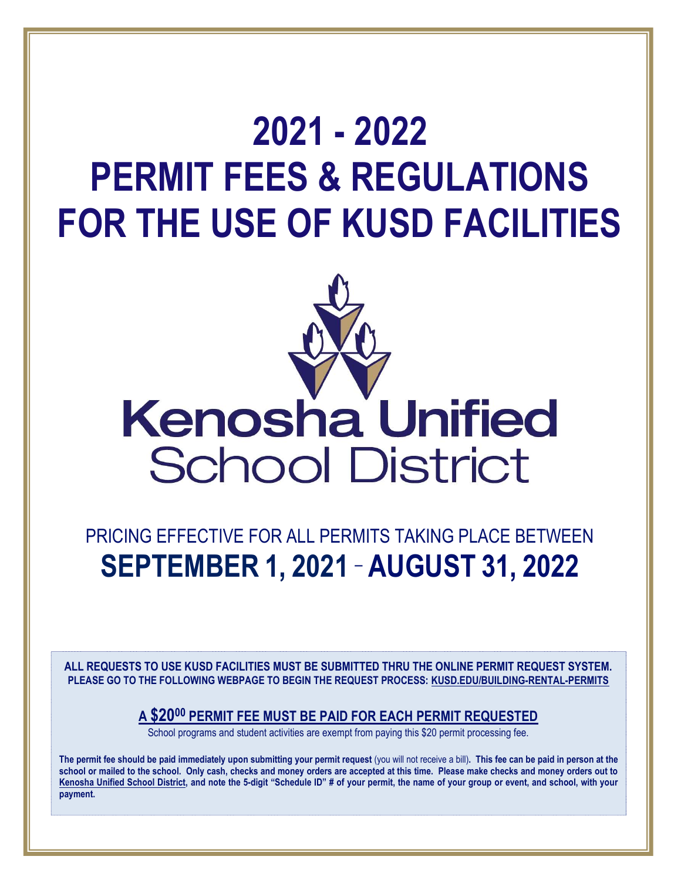# 2021 - 2022 PERMIT FEES & REGULATIONS FOR THE USE OF KUSD FACILITIES

Kenosha Unified School District

PRICING EFFECTIVE FOR ALL PERMITS TAKING PLACE BETWEEN

## SEPTEMBER 1, 2021 – AUGUST 31, 2022

**ALL REQUESTS TO USE KUSD FACILITIES MUST BE SUBMITTED THRU THE ONLINE PERMIT REQUEST SYSTEM. PLEASE GO TO THE FOLLOWING WEBPAGE TO BEGIN THE REQUEST PROCESS: KUSD.EDU/BUILDING-RENTAL-PERMITS**

**A $20.00 PERMIT FEE MUST BE PAID FOR EACH PERMIT REQUESTED**

School programs and student activities are exempt from paying this $20 permit processing fee.

**The permit fee should be paid immediately upon submitting your permit request** (you will not receive a bill). **This fee can be paid in person at the school or mailed to the school. Only cash, checks and money orders are accepted at this time. Please make checks and money orders out to Kenosha Unified School District, and note the 5-digit "Schedule ID" # of your permit, the name of your group or event, and school, with your payment.**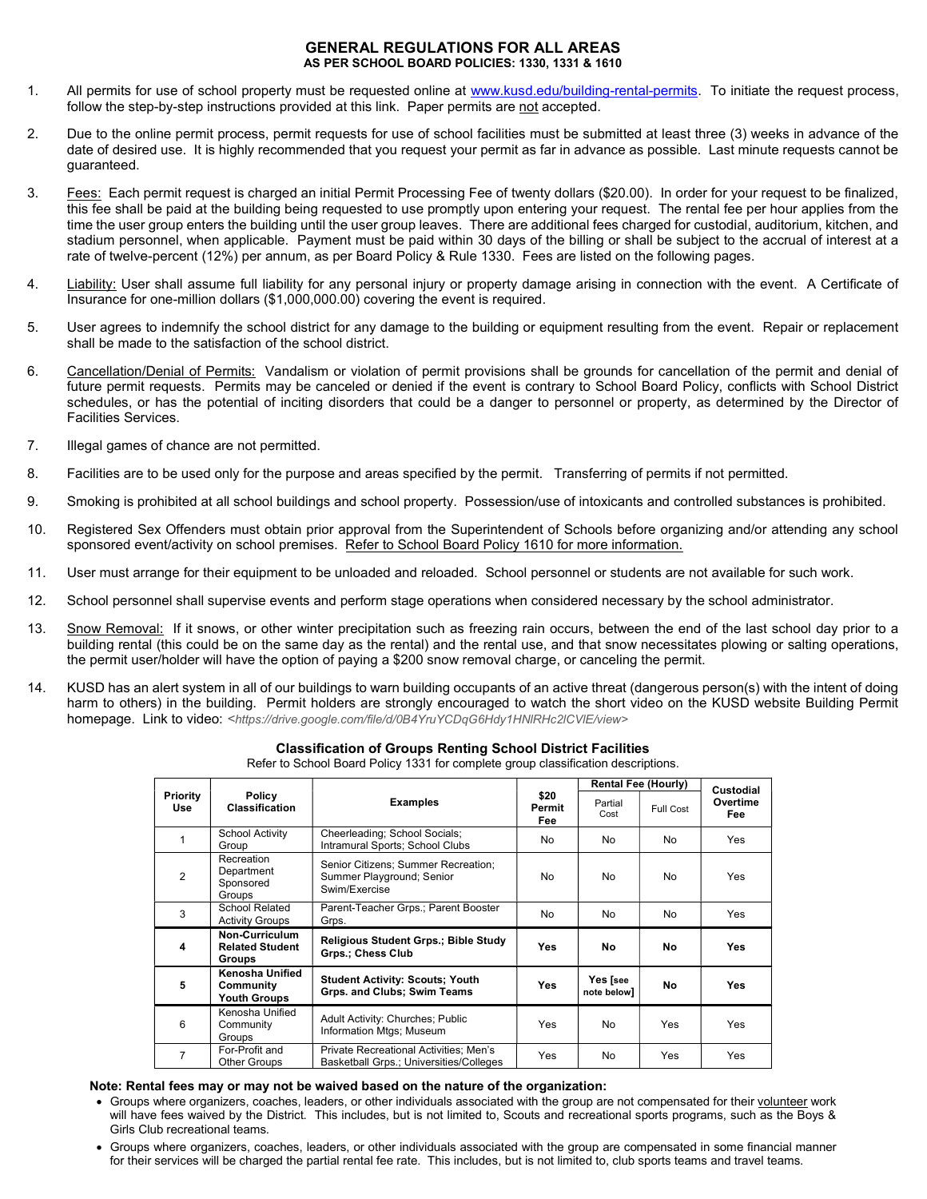# GENERAL REGULATIONS FOR ALL AREAS

### AS PER SCHOOL BOARD POLICIES: 1330, 1331 & 1610

1. All permits for use of school property must be requested online at [www.kusd.edu/building-rental-permits](http://www.kusd.edu/building-rental-permits). To initiate the request process, follow the step-by-step instructions provided at this link. Paper permits are not accepted.

2. Due to the online permit process, permit requests for use of school facilities must be submitted at least three (3) weeks in advance of the date of desired use. It is highly recommended that you request your permit as far in advance as possible. Last minute requests cannot be guaranteed.

3. Fees: Each permit request is charged an initial Permit Processing Fee of twenty dollars ($20.00). In order for your request to be finalized, this fee shall be paid at the building being requested to use promptly upon entering your request. The rental fee per hour applies from the time the user group enters the building until the user group leaves. There are additional fees charged for custodial, auditorium, kitchen, and stadium personnel, when applicable. Payment must be paid within 30 days of the billing or shall be subject to the accrual of interest at a rate of twelve-percent (12%) per annum, as per Board Policy & Rule 1330. Fees are listed on the following pages.

4. Liability: User shall assume full liability for any personal injury or property damage arising in connection with the event. A Certificate of Insurance for one-million dollars ($1,000,000.00) covering the event is required.

5. User agrees to indemnify the school district for any damage to the building or equipment resulting from the event. Repair or replacement shall be made to the satisfaction of the school district.

6. Cancellation/Denial of Permits: Vandalism or violation of permit provisions shall be grounds for cancellation of the permit and denial of future permit requests. Permits may be canceled or denied if the event is contrary to School Board Policy, conflicts with School District schedules, or has the potential of inciting disorders that could be a danger to personnel or property, as determined by the Director of Facilities Services.

7. Illegal games of chance are not permitted.

8. Facilities are to be used only for the purpose and areas specified by the permit. Transferring of permits if not permitted.

9. Smoking is prohibited at all school buildings and school property. Possession/use of intoxicants and controlled substances is prohibited.

10. Registered Sex Offenders must obtain prior approval from the Superintendent of Schools before organizing and/or attending any school sponsored event/activity on school premises. Refer to School Board Policy 1610 for more information.

11. User must arrange for their equipment to be unloaded and reloaded. School personnel or students are not available for such work.

12. School personnel shall supervise events and perform stage operations when considered necessary by the school administrator.

13. Snow Removal: If it snows, or other winter precipitation such as freezing rain occurs, between the end of the last school day prior to a building rental (this could be on the same day as the rental) and the rental use, and that snow necessitates plowing or salting operations, the permit user/holder will have the option of paying a $200 snow removal charge, or canceling the permit.

14. KUSD has an alert system in all of our buildings to warn building occupants of an active threat (dangerous person(s) with the intent of doing harm to others) in the building. Permit holders are strongly encouraged to watch the short video on the KUSD website Building Permit homepage. Link to video: *<https://drive.google.com/file/d/0B4YruYCDqG6Hdy1HNlRHc2lCVlE/view>*

### Classification of Groups Renting School District Facilities

Refer to School Board Policy 1331 for complete group classification descriptions.

| Priority Use | Policy Classification | Examples | $20 Permit Fee | Rental Fee (Hourly) | | Custodial Overtime Fee |
|---|---|---|---|---|---|---|
| | | | | Partial Cost | Full Cost | |
| 1 | School Activity Group | Cheerleading; School Socials; Intramural Sports; School Clubs | No | No | No | Yes |
| 2 | Recreation Department Sponsored Groups | Senior Citizens; Summer Recreation; Summer Playground; Senior Swim/Exercise | No | No | No | Yes |
| 3 | School Related Activity Groups | Parent-Teacher Grps.; Parent Booster Grps. | No | No | No | Yes |
| **4** | **Non-Curriculum Related Student Groups** | **Religious Student Grps.; Bible Study Grps.; Chess Club** | **Yes** | **No** | **No** | **Yes** |
| **5** | **Kenosha Unified Community Youth Groups** | **Student Activity: Scouts; Youth Grps. and Clubs; Swim Teams** | **Yes** | **Yes [see note below]** | **No** | **Yes** |
| 6 | Kenosha Unified Community Groups | Adult Activity: Churches; Public Information Mtgs; Museum | Yes | No | Yes | Yes |
| 7 | For-Profit and Other Groups | Private Recreational Activities; Men's Basketball Grps.; Universities/Colleges | Yes | No | Yes | Yes |

**Note: Rental fees may or may not be waived based on the nature of the organization:**

- Groups where organizers, coaches, leaders, or other individuals associated with the group are not compensated for their volunteer work will have fees waived by the District. This includes, but is not limited to, Scouts and recreational sports programs, such as the Boys & Girls Club recreational teams.
- Groups where organizers, coaches, leaders, or other individuals associated with the group are compensated in some financial manner for their services will be charged the partial rental fee rate. This includes, but is not limited to, club sports teams and travel teams.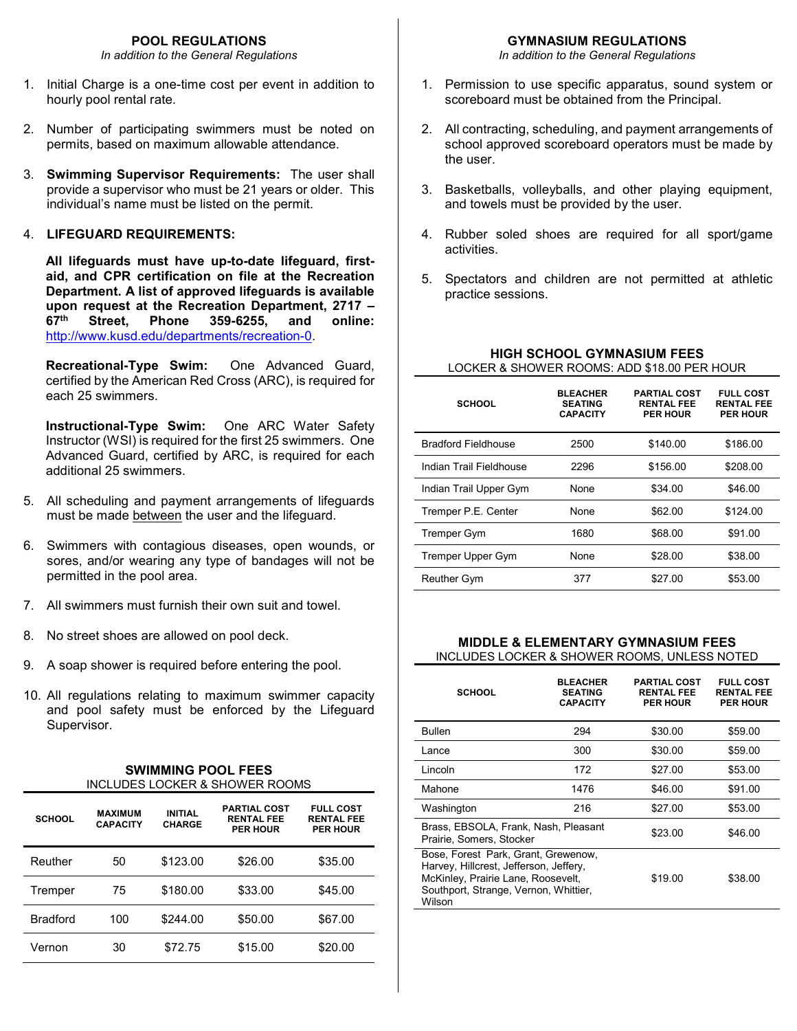## POOL REGULATIONS

*In addition to the General Regulations*

1. Initial Charge is a one-time cost per event in addition to hourly pool rental rate.

2. Number of participating swimmers must be noted on permits, based on maximum allowable attendance.

3. **Swimming Supervisor Requirements:** The user shall provide a supervisor who must be 21 years or older. This individual's name must be listed on the permit.

4. **LIFEGUARD REQUIREMENTS:**

   **All lifeguards must have up-to-date lifeguard, first-aid, and CPR certification on file at the Recreation Department. A list of approved lifeguards is available upon request at the Recreation Department, 2717 – 67th Street, Phone 359-6255, and online:** http://www.kusd.edu/departments/recreation-0.

   **Recreational-Type Swim:** One Advanced Guard, certified by the American Red Cross (ARC), is required for each 25 swimmers.

   **Instructional-Type Swim:** One ARC Water Safety Instructor (WSI) is required for the first 25 swimmers. One Advanced Guard, certified by ARC, is required for each additional 25 swimmers.

5. All scheduling and payment arrangements of lifeguards must be made between the user and the lifeguard.

6. Swimmers with contagious diseases, open wounds, or sores, and/or wearing any type of bandages will not be permitted in the pool area.

7. All swimmers must furnish their own suit and towel.

8. No street shoes are allowed on pool deck.

9. A soap shower is required before entering the pool.

10. All regulations relating to maximum swimmer capacity and pool safety must be enforced by the Lifeguard Supervisor.

### SWIMMING POOL FEES

INCLUDES LOCKER & SHOWER ROOMS

| SCHOOL | MAXIMUM CAPACITY | INITIAL CHARGE | PARTIAL COST RENTAL FEE PER HOUR | FULL COST RENTAL FEE PER HOUR |
|---|---|---|---|---|
| Reuther | 50 | $123.00 | $26.00 | $35.00 |
| Tremper | 75 | $180.00 | $33.00 | $45.00 |
| Bradford | 100 | $244.00 | $50.00 | $67.00 |
| Vernon | 30 | $72.75 | $15.00 | $20.00 |

## GYMNASIUM REGULATIONS

*In addition to the General Regulations*

1. Permission to use specific apparatus, sound system or scoreboard must be obtained from the Principal.

2. All contracting, scheduling, and payment arrangements of school approved scoreboard operators must be made by the user.

3. Basketballs, volleyballs, and other playing equipment, and towels must be provided by the user.

4. Rubber soled shoes are required for all sport/game activities.

5. Spectators and children are not permitted at athletic practice sessions.

### HIGH SCHOOL GYMNASIUM FEES

LOCKER & SHOWER ROOMS: ADD $18.00 PER HOUR

| SCHOOL | BLEACHER SEATING CAPACITY | PARTIAL COST RENTAL FEE PER HOUR | FULL COST RENTAL FEE PER HOUR |
|---|---|---|---|
| Bradford Fieldhouse | 2500 | $140.00 | $186.00 |
| Indian Trail Fieldhouse | 2296 | $156.00 | $208.00 |
| Indian Trail Upper Gym | None | $34.00 | $46.00 |
| Tremper P.E. Center | None | $62.00 | $124.00 |
| Tremper Gym | 1680 | $68.00 | $91.00 |
| Tremper Upper Gym | None | $28.00 | $38.00 |
| Reuther Gym | 377 | $27.00 | $53.00 |

### MIDDLE & ELEMENTARY GYMNASIUM FEES

INCLUDES LOCKER & SHOWER ROOMS, UNLESS NOTED

| SCHOOL | BLEACHER SEATING CAPACITY | PARTIAL COST RENTAL FEE PER HOUR | FULL COST RENTAL FEE PER HOUR |
|---|---|---|---|
| Bullen | 294 | $30.00 | $59.00 |
| Lance | 300 | $30.00 | $59.00 |
| Lincoln | 172 | $27.00 | $53.00 |
| Mahone | 1476 | $46.00 | $91.00 |
| Washington | 216 | $27.00 | $53.00 |
| Brass, EBSOLA, Frank, Nash, Pleasant Prairie, Somers, Stocker | | $23.00 | $46.00 |
| Bose, Forest Park, Grant, Grewenow, Harvey, Hillcrest, Jefferson, Jeffery, McKinley, Prairie Lane, Roosevelt, Southport, Strange, Vernon, Whittier, Wilson | | $19.00 | $38.00 |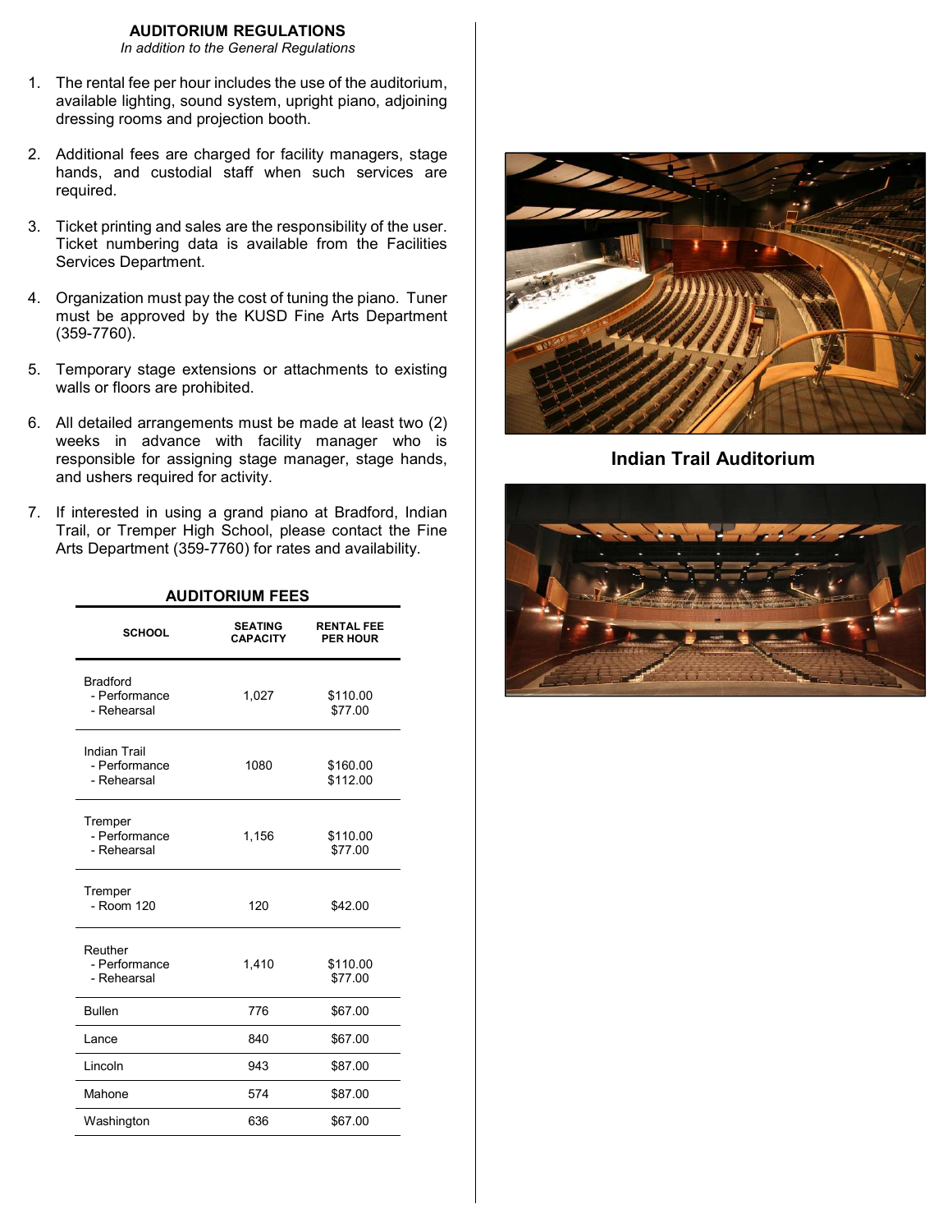## AUDITORIUM REGULATIONS

*In addition to the General Regulations*

1. The rental fee per hour includes the use of the auditorium, available lighting, sound system, upright piano, adjoining dressing rooms and projection booth.
2. Additional fees are charged for facility managers, stage hands, and custodial staff when such services are required.
3. Ticket printing and sales are the responsibility of the user. Ticket numbering data is available from the Facilities Services Department.
4. Organization must pay the cost of tuning the piano. Tuner must be approved by the KUSD Fine Arts Department (359-7760).
5. Temporary stage extensions or attachments to existing walls or floors are prohibited.
6. All detailed arrangements must be made at least two (2) weeks in advance with facility manager who is responsible for assigning stage manager, stage hands, and ushers required for activity.
7. If interested in using a grand piano at Bradford, Indian Trail, or Tremper High School, please contact the Fine Arts Department (359-7760) for rates and availability.

### AUDITORIUM FEES

| SCHOOL | SEATING CAPACITY | RENTAL FEE PER HOUR |
|---|---|---|
| Bradford<br>- Performance<br>- Rehearsal | 1,027 | $110.00<br>$77.00 |
| Indian Trail<br>- Performance<br>- Rehearsal | 1080 | $160.00<br>$112.00 |
| Tremper<br>- Performance<br>- Rehearsal | 1,156 | $110.00<br>$77.00 |
| Tremper<br>- Room 120 | 120 | $42.00 |
| Reuther<br>- Performance<br>- Rehearsal | 1,410 | $110.00<br>$77.00 |
| Bullen | 776 | $67.00 |
| Lance | 840 | $67.00 |
| Lincoln | 943 | $87.00 |
| Mahone | 574 | $87.00 |
| Washington | 636 | $67.00 |

**Indian Trail Auditorium**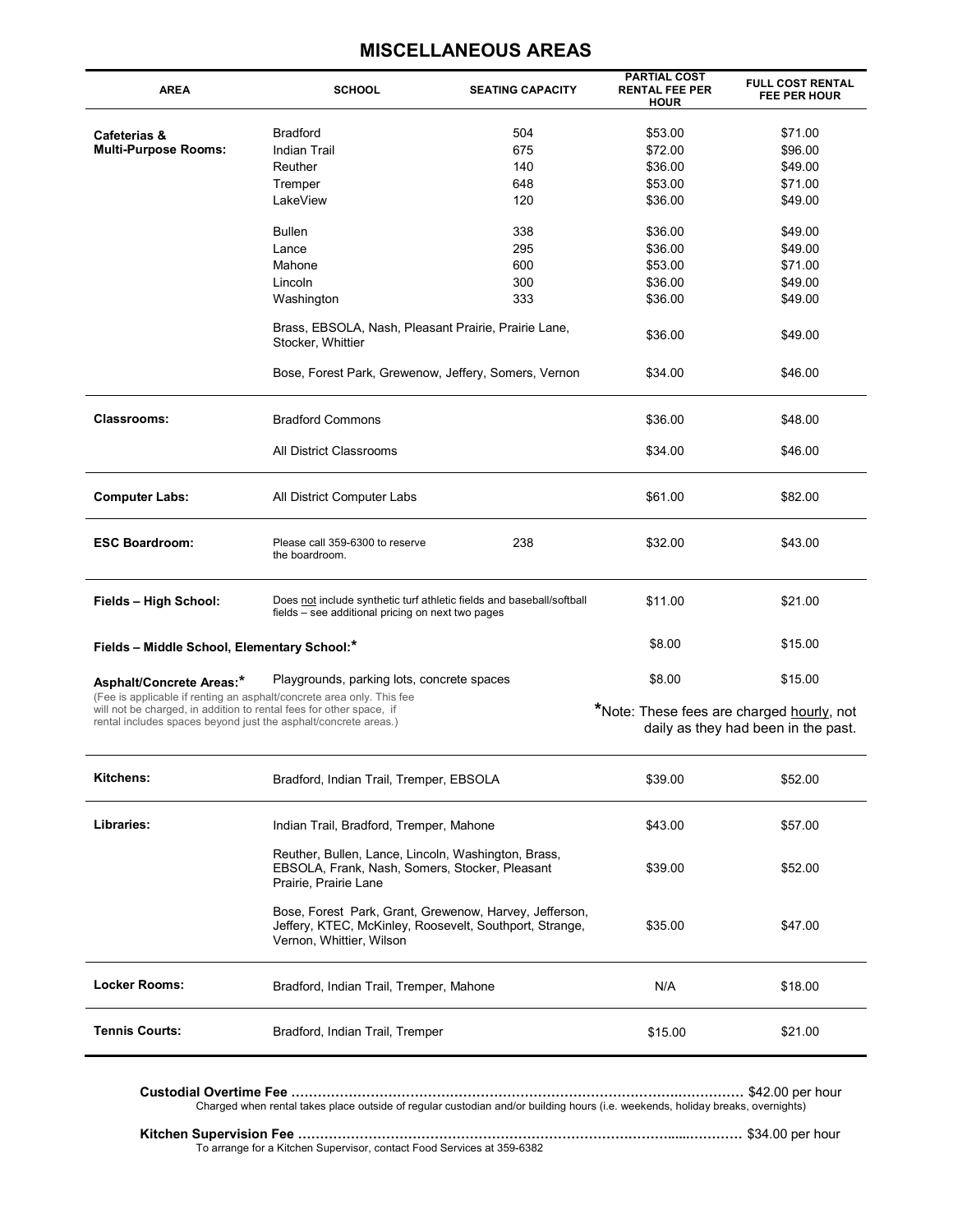# MISCELLANEOUS AREAS

| AREA | SCHOOL | SEATING CAPACITY | PARTIAL COST RENTAL FEE PER HOUR | FULL COST RENTAL FEE PER HOUR |
|---|---|---|---|---|
| **Cafeterias & Multi-Purpose Rooms:** | Bradford | 504 | $53.00 | $71.00 |
| | Indian Trail | 675 | $72.00 | $96.00 |
| | Reuther | 140 | $36.00 | $49.00 |
| | Tremper | 648 | $53.00 | $71.00 |
| | LakeView | 120 | $36.00 | $49.00 |
| | Bullen | 338 | $36.00 | $49.00 |
| | Lance | 295 | $36.00 | $49.00 |
| | Mahone | 600 | $53.00 | $71.00 |
| | Lincoln | 300 | $36.00 | $49.00 |
| | Washington | 333 | $36.00 | $49.00 |
| | Brass, EBSOLA, Nash, Pleasant Prairie, Prairie Lane, Stocker, Whittier | | $36.00 | $49.00 |
| | Bose, Forest Park, Grewenow, Jeffery, Somers, Vernon | | $34.00 | $46.00 |
| **Classrooms:** | Bradford Commons | | $36.00 | $48.00 |
| | All District Classrooms | | $34.00 | $46.00 |
| **Computer Labs:** | All District Computer Labs | | $61.00 | $82.00 |
| **ESC Boardroom:** | Please call 359-6300 to reserve the boardroom. | 238 | $32.00 | $43.00 |
| **Fields – High School:** | Does not include synthetic turf athletic fields and baseball/softball fields – see additional pricing on next two pages | | $11.00 | $21.00 |
| **Fields – Middle School, Elementary School:*** | | | $8.00 | $15.00 |
| **Asphalt/Concrete Areas:*** (Fee is applicable if renting an asphalt/concrete area only. This fee will not be charged, in addition to rental fees for other space, if rental includes spaces beyond just the asphalt/concrete areas.) | Playgrounds, parking lots, concrete spaces | | $8.00 | $15.00 |
| **Kitchens:** | Bradford, Indian Trail, Tremper, EBSOLA | | $39.00 | $52.00 |
| **Libraries:** | Indian Trail, Bradford, Tremper, Mahone | | $43.00 | $57.00 |
| | Reuther, Bullen, Lance, Lincoln, Washington, Brass, EBSOLA, Frank, Nash, Somers, Stocker, Pleasant Prairie, Prairie Lane | | $39.00 | $52.00 |
| | Bose, Forest Park, Grant, Grewenow, Harvey, Jefferson, Jeffery, KTEC, McKinley, Roosevelt, Southport, Strange, Vernon, Whittier, Wilson | | $35.00 | $47.00 |
| **Locker Rooms:** | Bradford, Indian Trail, Tremper, Mahone | | N/A | $18.00 |
| **Tennis Courts:** | Bradford, Indian Trail, Tremper | | $15.00 | $21.00 |

*Note: These fees are charged hourly, not daily as they had been in the past.

**Custodial Overtime Fee** ……………………………………………………………… $42.00 per hour
Charged when rental takes place outside of regular custodian and/or building hours (i.e. weekends, holiday breaks, overnights)

**Kitchen Supervision Fee** ……………………………………………………………… $34.00 per hour
To arrange for a Kitchen Supervisor, contact Food Services at 359-6382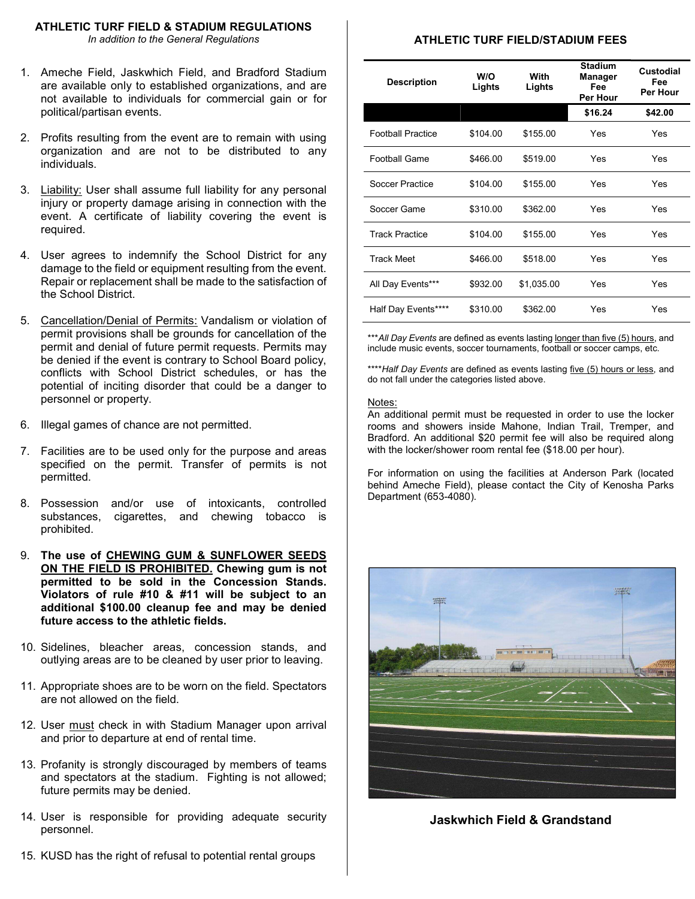## ATHLETIC TURF FIELD & STADIUM REGULATIONS

*In addition to the General Regulations*

1. Ameche Field, Jaskwhich Field, and Bradford Stadium are available only to established organizations, and are not available to individuals for commercial gain or for political/partisan events.
2. Profits resulting from the event are to remain with using organization and are not to be distributed to any individuals.
3. Liability: User shall assume full liability for any personal injury or property damage arising in connection with the event. A certificate of liability covering the event is required.
4. User agrees to indemnify the School District for any damage to the field or equipment resulting from the event. Repair or replacement shall be made to the satisfaction of the School District.
5. Cancellation/Denial of Permits: Vandalism or violation of permit provisions shall be grounds for cancellation of the permit and denial of future permit requests. Permits may be denied if the event is contrary to School Board policy, conflicts with School District schedules, or has the potential of inciting disorder that could be a danger to personnel or property.
6. Illegal games of chance are not permitted.
7. Facilities are to be used only for the purpose and areas specified on the permit. Transfer of permits is not permitted.
8. Possession and/or use of intoxicants, controlled substances, cigarettes, and chewing tobacco is prohibited.
9. **The use of CHEWING GUM & SUNFLOWER SEEDS ON THE FIELD IS PROHIBITED. Chewing gum is not permitted to be sold in the Concession Stands. Violators of rule #10 & #11 will be subject to an additional $100.00 cleanup fee and may be denied future access to the athletic fields.**
10. Sidelines, bleacher areas, concession stands, and outlying areas are to be cleaned by user prior to leaving.
11. Appropriate shoes are to be worn on the field. Spectators are not allowed on the field.
12. User must check in with Stadium Manager upon arrival and prior to departure at end of rental time.
13. Profanity is strongly discouraged by members of teams and spectators at the stadium. Fighting is not allowed; future permits may be denied.
14. User is responsible for providing adequate security personnel.
15. KUSD has the right of refusal to potential rental groups

## ATHLETIC TURF FIELD/STADIUM FEES

| Description | W/O Lights | With Lights | Stadium Manager Fee Per Hour | Custodial Fee Per Hour |
|---|---|---|---|---|
| | | | $16.24 | $42.00 |
| Football Practice | $104.00 | $155.00 | Yes | Yes |
| Football Game | $466.00 | $519.00 | Yes | Yes |
| Soccer Practice | $104.00 | $155.00 | Yes | Yes |
| Soccer Game | $310.00 | $362.00 | Yes | Yes |
| Track Practice | $104.00 | $155.00 | Yes | Yes |
| Track Meet | $466.00 | $518.00 | Yes | Yes |
| All Day Events*** | $932.00 | $1,035.00 | Yes | Yes |
| Half Day Events**** | $310.00 | $362.00 | Yes | Yes |

****All Day Events* are defined as events lasting longer than five (5) hours, and include music events, soccer tournaments, football or soccer camps, etc.

*****Half Day Events* are defined as events lasting five (5) hours or less, and do not fall under the categories listed above.

Notes:

An additional permit must be requested in order to use the locker rooms and showers inside Mahone, Indian Trail, Tremper, and Bradford. An additional $20 permit fee will also be required along with the locker/shower room rental fee ($18.00 per hour).

For information on using the facilities at Anderson Park (located behind Ameche Field), please contact the City of Kenosha Parks Department (653-4080).

**Jaskwhich Field & Grandstand**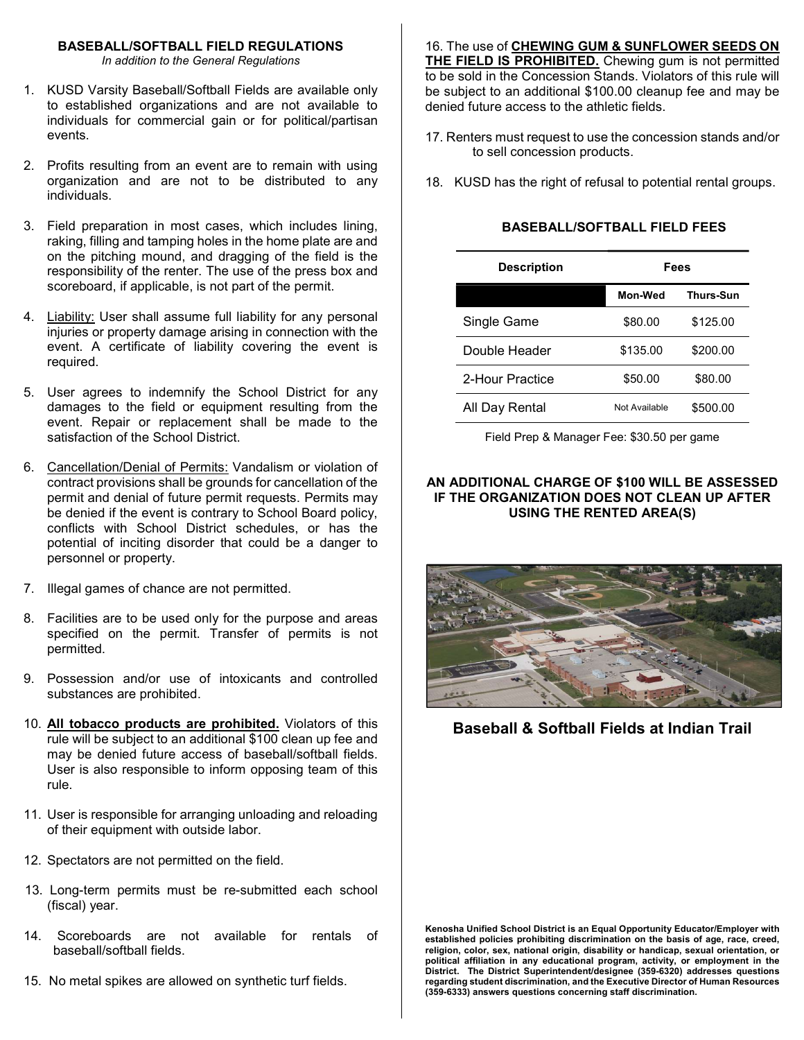## BASEBALL/SOFTBALL FIELD REGULATIONS

*In addition to the General Regulations*

1. KUSD Varsity Baseball/Softball Fields are available only to established organizations and are not available to individuals for commercial gain or for political/partisan events.

2. Profits resulting from an event are to remain with using organization and are not to be distributed to any individuals.

3. Field preparation in most cases, which includes lining, raking, filling and tamping holes in the home plate are and on the pitching mound, and dragging of the field is the responsibility of the renter. The use of the press box and scoreboard, if applicable, is not part of the permit.

4. Liability: User shall assume full liability for any personal injuries or property damage arising in connection with the event. A certificate of liability covering the event is required.

5. User agrees to indemnify the School District for any damages to the field or equipment resulting from the event. Repair or replacement shall be made to the satisfaction of the School District.

6. Cancellation/Denial of Permits: Vandalism or violation of contract provisions shall be grounds for cancellation of the permit and denial of future permit requests. Permits may be denied if the event is contrary to School Board policy, conflicts with School District schedules, or has the potential of inciting disorder that could be a danger to personnel or property.

7. Illegal games of chance are not permitted.

8. Facilities are to be used only for the purpose and areas specified on the permit. Transfer of permits is not permitted.

9. Possession and/or use of intoxicants and controlled substances are prohibited.

10. **All tobacco products are prohibited.** Violators of this rule will be subject to an additional $100 clean up fee and may be denied future access of baseball/softball fields. User is also responsible to inform opposing team of this rule.

11. User is responsible for arranging unloading and reloading of their equipment with outside labor.

12. Spectators are not permitted on the field.

13. Long-term permits must be re-submitted each school (fiscal) year.

14. Scoreboards are not available for rentals of baseball/softball fields.

15. No metal spikes are allowed on synthetic turf fields.

16. The use of **CHEWING GUM & SUNFLOWER SEEDS ON THE FIELD IS PROHIBITED.** Chewing gum is not permitted to be sold in the Concession Stands. Violators of this rule will be subject to an additional $100.00 cleanup fee and may be denied future access to the athletic fields.

17. Renters must request to use the concession stands and/or to sell concession products.

18. KUSD has the right of refusal to potential rental groups.

### BASEBALL/SOFTBALL FIELD FEES

| Description | Fees | |
|---|---|---|
| | Mon-Wed | Thurs-Sun |
| Single Game | $80.00 | $125.00 |
| Double Header | $135.00 | $200.00 |
| 2-Hour Practice | $50.00 | $80.00 |
| All Day Rental | Not Available | $500.00 |

Field Prep & Manager Fee: $30.50 per game

**AN ADDITIONAL CHARGE OF $100 WILL BE ASSESSED IF THE ORGANIZATION DOES NOT CLEAN UP AFTER USING THE RENTED AREA(S)**

**Baseball & Softball Fields at Indian Trail**

**Kenosha Unified School District is an Equal Opportunity Educator/Employer with established policies prohibiting discrimination on the basis of age, race, creed, religion, color, sex, national origin, disability or handicap, sexual orientation, or political affiliation in any educational program, activity, or employment in the District. The District Superintendent/designee (359-6320) addresses questions regarding student discrimination, and the Executive Director of Human Resources (359-6333) answers questions concerning staff discrimination.**